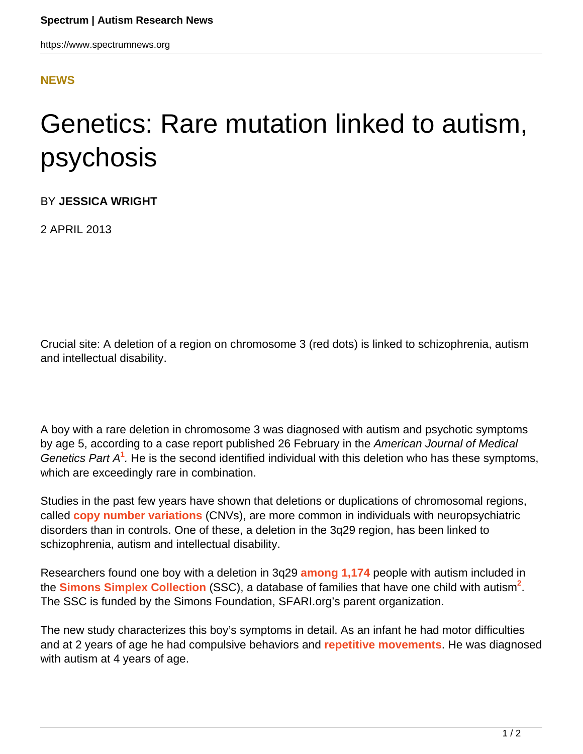Spectrum | Autism Research News

https://www.spectrumnews.org

**NEWS**

# Genetics: Rare mutation linked to autism, psychosis

BY **JESSICA WRIGHT**

2 APRIL 2013

Crucial site: A deletion of a region on chromosome 3 (red dots) is linked to schizophrenia, autism and intellectual disability.

A boy with a rare deletion in chromosome 3 was diagnosed with autism and psychotic symptoms by age 5, according to a case report published 26 February in the *American Journal of Medical Genetics Part A*[1]. He is the second identified individual with this deletion who has these symptoms, which are exceedingly rare in combination.

Studies in the past few years have shown that deletions or duplications of chromosomal regions, called **copy number variations** (CNVs), are more common in individuals with neuropsychiatric disorders than in controls. One of these, a deletion in the 3q29 region, has been linked to schizophrenia, autism and intellectual disability.

Researchers found one boy with a deletion in 3q29 **among 1,174** people with autism included in the **Simons Simplex Collection** (SSC), a database of families that have one child with autism[2]. The SSC is funded by the Simons Foundation, SFARI.org's parent organization.

The new study characterizes this boy's symptoms in detail. As an infant he had motor difficulties and at 2 years of age he had compulsive behaviors and **repetitive movements**. He was diagnosed with autism at 4 years of age.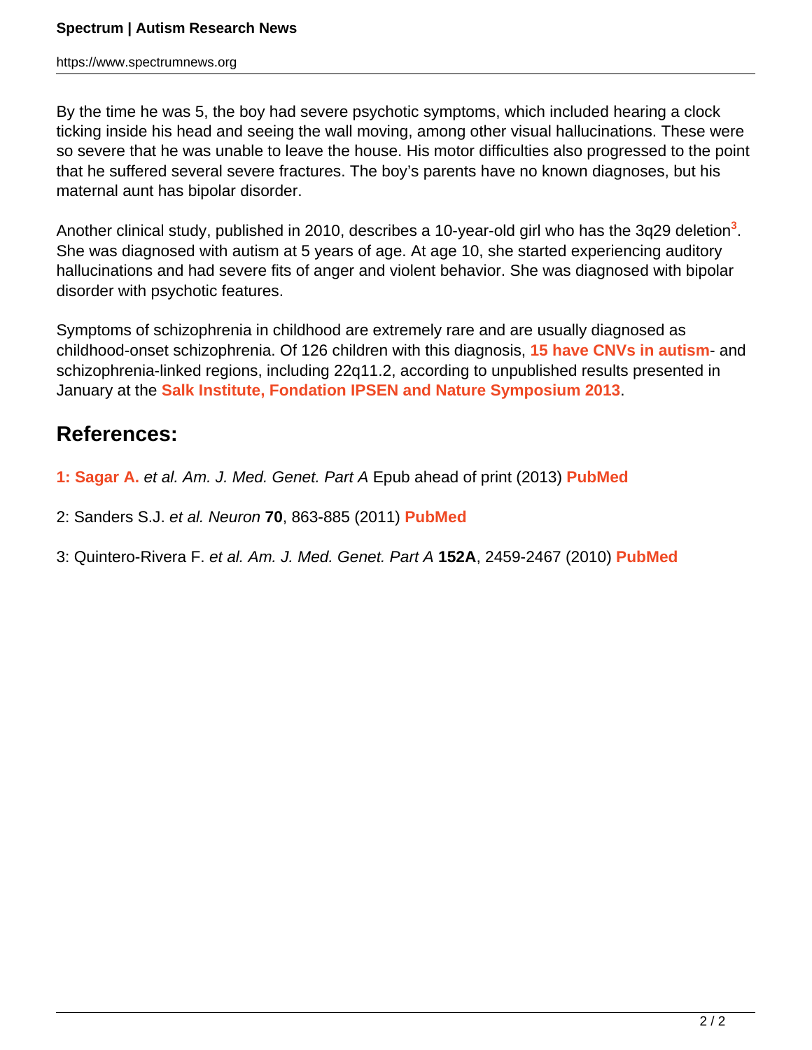By the time he was 5, the boy had severe psychotic symptoms, which included hearing a clock ticking inside his head and seeing the wall moving, among other visual hallucinations. These were so severe that he was unable to leave the house. His motor difficulties also progressed to the point that he suffered several severe fractures. The boy's parents have no known diagnoses, but his maternal aunt has bipolar disorder.

Another clinical study, published in 2010, describes a 10-year-old girl who has the 3q29 deletion[3]. She was diagnosed with autism at 5 years of age. At age 10, she started experiencing auditory hallucinations and had severe fits of anger and violent behavior. She was diagnosed with bipolar disorder with psychotic features.

Symptoms of schizophrenia in childhood are extremely rare and are usually diagnosed as childhood-onset schizophrenia. Of 126 children with this diagnosis, **15 have CNVs in autism**- and schizophrenia-linked regions, including 22q11.2, according to unpublished results presented in January at the **Salk Institute, Fondation IPSEN and Nature Symposium 2013**.

## References:

**1: Sagar A.** *et al. Am. J. Med. Genet. Part A* Epub ahead of print (2013) **PubMed**

2: Sanders S.J. *et al. Neuron* **70**, 863-885 (2011) **PubMed**

3: Quintero-Rivera F. *et al. Am. J. Med. Genet. Part A* **152A**, 2459-2467 (2010) **PubMed**